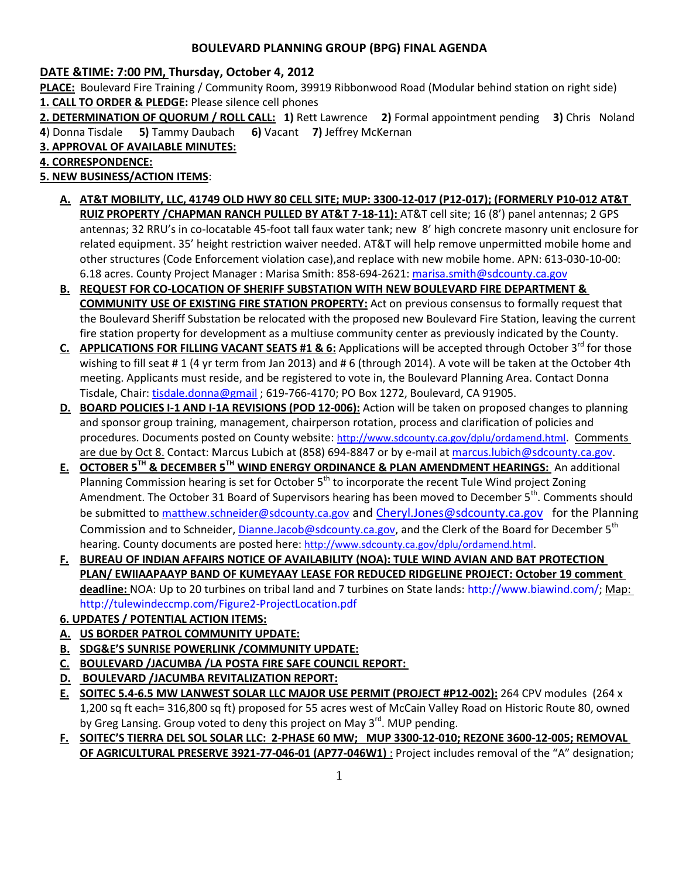# BOULEVARD PLANNING GROUP (BPG) FINAL AGENDA

**DATE &TIME: 7:00 PM, Thursday, October 4, 2012**

**PLACE:** Boulevard Fire Training / Community Room, 39919 Ribbonwood Road (Modular behind station on right side)

**1. CALL TO ORDER & PLEDGE:** Please silence cell phones

**2. DETERMINATION OF QUORUM / ROLL CALL:** **1)** Rett Lawrence **2)** Formal appointment pending **3)** Chris Noland **4**) Donna Tisdale **5)** Tammy Daubach **6)** Vacant **7)** Jeffrey McKernan

**3. APPROVAL OF AVAILABLE MINUTES:**

**4. CORRESPONDENCE:**

**5. NEW BUSINESS/ACTION ITEMS**:

- **A. AT&T MOBILITY, LLC, 41749 OLD HWY 80 CELL SITE; MUP: 3300-12-017 (P12-017); (FORMERLY P10-012 AT&T RUIZ PROPERTY /CHAPMAN RANCH PULLED BY AT&T 7-18-11):** AT&T cell site; 16 (8') panel antennas; 2 GPS antennas; 32 RRU's in co-locatable 45-foot tall faux water tank; new 8' high concrete masonry unit enclosure for related equipment. 35' height restriction waiver needed. AT&T will help remove unpermitted mobile home and other structures (Code Enforcement violation case),and replace with new mobile home. APN: 613-030-10-00: 6.18 acres. County Project Manager : Marisa Smith: 858-694-2621: marisa.smith@sdcounty.ca.gov
- **B. REQUEST FOR CO-LOCATION OF SHERIFF SUBSTATION WITH NEW BOULEVARD FIRE DEPARTMENT & COMMUNITY USE OF EXISTING FIRE STATION PROPERTY:** Act on previous consensus to formally request that the Boulevard Sheriff Substation be relocated with the proposed new Boulevard Fire Station, leaving the current fire station property for development as a multiuse community center as previously indicated by the County.
- **C. APPLICATIONS FOR FILLING VACANT SEATS #1 & 6:** Applications will be accepted through October 3rd for those wishing to fill seat # 1 (4 yr term from Jan 2013) and # 6 (through 2014). A vote will be taken at the October 4th meeting. Applicants must reside, and be registered to vote in, the Boulevard Planning Area. Contact Donna Tisdale, Chair: tisdale.donna@gmail ; 619-766-4170; PO Box 1272, Boulevard, CA 91905.
- **D. BOARD POLICIES I-1 AND I-1A REVISIONS (POD 12-006):** Action will be taken on proposed changes to planning and sponsor group training, management, chairperson rotation, process and clarification of policies and procedures. Documents posted on County website: http://www.sdcounty.ca.gov/dplu/ordamend.html. Comments are due by Oct 8. Contact: Marcus Lubich at (858) 694-8847 or by e-mail at marcus.lubich@sdcounty.ca.gov.
- **E. OCTOBER 5TH & DECEMBER 5TH WIND ENERGY ORDINANCE & PLAN AMENDMENT HEARINGS:** An additional Planning Commission hearing is set for October 5th to incorporate the recent Tule Wind project Zoning Amendment. The October 31 Board of Supervisors hearing has been moved to December 5th. Comments should be submitted to matthew.schneider@sdcounty.ca.gov and Cheryl.Jones@sdcounty.ca.gov for the Planning Commission and to Schneider, Dianne.Jacob@sdcounty.ca.gov, and the Clerk of the Board for December 5th hearing. County documents are posted here: http://www.sdcounty.ca.gov/dplu/ordamend.html.
- **F. BUREAU OF INDIAN AFFAIRS NOTICE OF AVAILABILITY (NOA): TULE WIND AVIAN AND BAT PROTECTION PLAN/ EWIIAAPAAYP BAND OF KUMEYAAY LEASE FOR REDUCED RIDGELINE PROJECT: October 19 comment deadline:** NOA: Up to 20 turbines on tribal land and 7 turbines on State lands: http://www.biawind.com/; Map: http://tulewindeccmp.com/Figure2-ProjectLocation.pdf

**6. UPDATES / POTENTIAL ACTION ITEMS:**

- **A. US BORDER PATROL COMMUNITY UPDATE:**
- **B. SDG&E'S SUNRISE POWERLINK /COMMUNITY UPDATE:**
- **C. BOULEVARD /JACUMBA /LA POSTA FIRE SAFE COUNCIL REPORT:**
- **D. BOULEVARD /JACUMBA REVITALIZATION REPORT:**
- **E. SOITEC 5.4-6.5 MW LANWEST SOLAR LLC MAJOR USE PERMIT (PROJECT #P12-002):** 264 CPV modules (264 x 1,200 sq ft each= 316,800 sq ft) proposed for 55 acres west of McCain Valley Road on Historic Route 80, owned by Greg Lansing. Group voted to deny this project on May 3rd. MUP pending.
- **F. SOITEC'S TIERRA DEL SOL SOLAR LLC: 2-PHASE 60 MW; MUP 3300-12-010; REZONE 3600-12-005; REMOVAL OF AGRICULTURAL PRESERVE 3921-77-046-01 (AP77-046W1)** : Project includes removal of the "A" designation;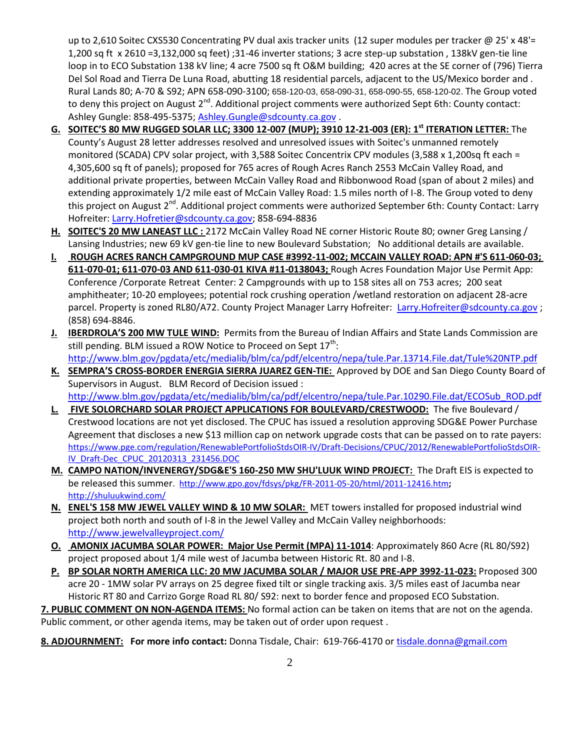up to 2,610 Soitec CXS530 Concentrating PV dual axis tracker units (12 super modules per tracker @ 25' x 48'= 1,200 sq ft x 2610 =3,132,000 sq feet) ;31-46 inverter stations; 3 acre step-up substation , 138kV gen-tie line loop in to ECO Substation 138 kV line; 4 acre 7500 sq ft O&M building; 420 acres at the SE corner of (796) Tierra Del Sol Road and Tierra De Luna Road, abutting 18 residential parcels, adjacent to the US/Mexico border and . Rural Lands 80; A-70 & S92; APN 658-090-3100; 658-120-03, 658-090-31, 658-090-55, 658-120-02. The Group voted to deny this project on August 2nd. Additional project comments were authorized Sept 6th: County contact: Ashley Gungle: 858-495-5375; Ashley.Gungle@sdcounty.ca.gov .

G. **SOITEC'S 80 MW RUGGED SOLAR LLC; 3300 12-007 (MUP); 3910 12-21-003 (ER): 1st ITERATION LETTER:** The County's August 28 letter addresses resolved and unresolved issues with Soitec's unmanned remotely monitored (SCADA) CPV solar project, with 3,588 Soitec Concentrix CPV modules (3,588 x 1,200sq ft each = 4,305,600 sq ft of panels); proposed for 765 acres of Rough Acres Ranch 2553 McCain Valley Road, and additional private properties, between McCain Valley Road and Ribbonwood Road (span of about 2 miles) and extending approximately 1/2 mile east of McCain Valley Road: 1.5 miles north of I-8. The Group voted to deny this project on August 2nd. Additional project comments were authorized September 6th: County Contact: Larry Hofreiter: Larry.Hofretier@sdcounty.ca.gov; 858-694-8836

H. **SOITEC'S 20 MW LANEAST LLC :** 2172 McCain Valley Road NE corner Historic Route 80; owner Greg Lansing / Lansing Industries; new 69 kV gen-tie line to new Boulevard Substation; No additional details are available.

I. **ROUGH ACRES RANCH CAMPGROUND MUP CASE #3992-11-002; MCCAIN VALLEY ROAD: APN #'S 611-060-03; 611-070-01; 611-070-03 AND 611-030-01 KIVA #11-0138043;** Rough Acres Foundation Major Use Permit App: Conference /Corporate Retreat Center: 2 Campgrounds with up to 158 sites all on 753 acres; 200 seat amphitheater; 10-20 employees; potential rock crushing operation /wetland restoration on adjacent 28-acre parcel. Property is zoned RL80/A72. County Project Manager Larry Hofreiter: Larry.Hofreiter@sdcounty.ca.gov ; (858) 694-8846.

J. **IBERDROLA'S 200 MW TULE WIND:** Permits from the Bureau of Indian Affairs and State Lands Commission are still pending. BLM issued a ROW Notice to Proceed on Sept 17th: http://www.blm.gov/pgdata/etc/medialib/blm/ca/pdf/elcentro/nepa/tule.Par.13714.File.dat/Tule%20NTP.pdf

K. **SEMPRA'S CROSS-BORDER ENERGIA SIERRA JUAREZ GEN-TIE:** Approved by DOE and San Diego County Board of Supervisors in August. BLM Record of Decision issued : http://www.blm.gov/pgdata/etc/medialib/blm/ca/pdf/elcentro/nepa/tule.Par.10290.File.dat/ECOSub_ROD.pdf

L. **FIVE SOLORCHARD SOLAR PROJECT APPLICATIONS FOR BOULEVARD/CRESTWOOD:** The five Boulevard / Crestwood locations are not yet disclosed. The CPUC has issued a resolution approving SDG&E Power Purchase Agreement that discloses a new $13 million cap on network upgrade costs that can be passed on to rate payers: https://www.pge.com/regulation/RenewablePortfolioStdsOIR-IV/Draft-Decisions/CPUC/2012/RenewablePortfolioStdsOIR-IV_Draft-Dec_CPUC_20120313_231456.DOC

M. **CAMPO NATION/INVENERGY/SDG&E'S 160-250 MW SHU'LUUK WIND PROJECT:** The Draft EIS is expected to be released this summer. http://www.gpo.gov/fdsys/pkg/FR-2011-05-20/html/2011-12416.htm; http://shuluukwind.com/

N. **ENEL'S 158 MW JEWEL VALLEY WIND & 10 MW SOLAR:** MET towers installed for proposed industrial wind project both north and south of I-8 in the Jewel Valley and McCain Valley neighborhoods: http://www.jewelvalleyproject.com/

O. **AMONIX JACUMBA SOLAR POWER: Major Use Permit (MPA) 11-1014**: Approximately 860 Acre (RL 80/S92) project proposed about 1/4 mile west of Jacumba between Historic Rt. 80 and I-8.

P. **BP SOLAR NORTH AMERICA LLC: 20 MW JACUMBA SOLAR / MAJOR USE PRE-APP 3992-11-023:** Proposed 300 acre 20 - 1MW solar PV arrays on 25 degree fixed tilt or single tracking axis. 3/5 miles east of Jacumba near Historic RT 80 and Carrizo Gorge Road RL 80/ S92: next to border fence and proposed ECO Substation.

**7. PUBLIC COMMENT ON NON-AGENDA ITEMS:** No formal action can be taken on items that are not on the agenda. Public comment, or other agenda items, may be taken out of order upon request .

**8. ADJOURNMENT: For more info contact:** Donna Tisdale, Chair: 619-766-4170 or tisdale.donna@gmail.com